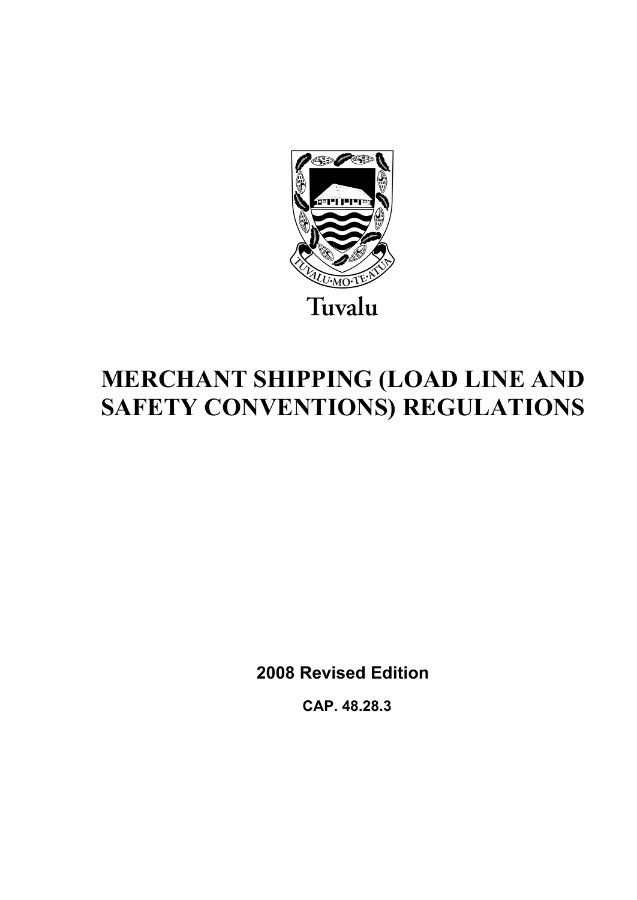Tuvalu

# MERCHANT SHIPPING (LOAD LINE AND SAFETY CONVENTIONS) REGULATIONS

**2008 Revised Edition**

**CAP. 48.28.3**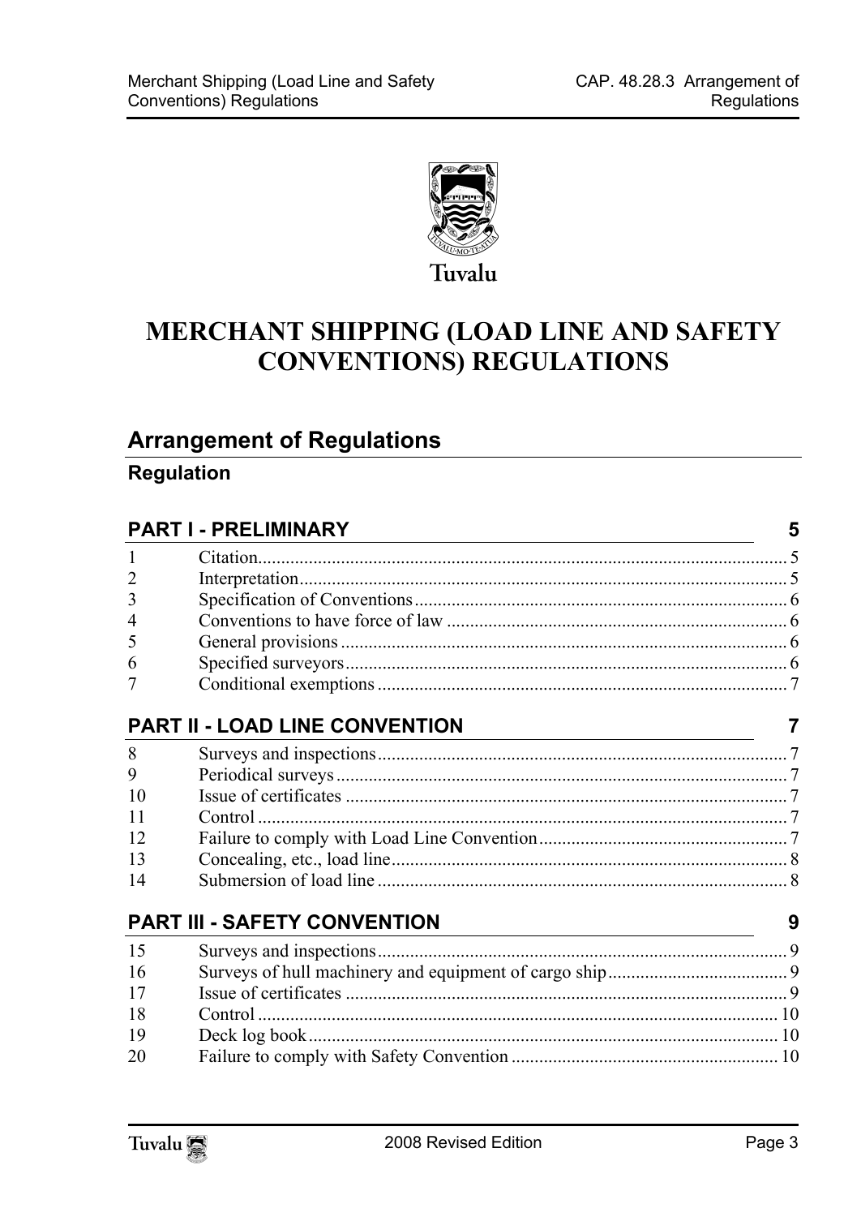Tuvalu

# MERCHANT SHIPPING (LOAD LINE AND SAFETY CONVENTIONS) REGULATIONS

## Arrangement of Regulations

### Regulation

### PART I - PRELIMINARY — 5

| | | |
|---|---|---|
| 1 | Citation | 5 |
| 2 | Interpretation | 5 |
| 3 | Specification of Conventions | 6 |
| 4 | Conventions to have force of law | 6 |
| 5 | General provisions | 6 |
| 6 | Specified surveyors | 6 |
| 7 | Conditional exemptions | 7 |

### PART II - LOAD LINE CONVENTION — 7

| | | |
|---|---|---|
| 8 | Surveys and inspections | 7 |
| 9 | Periodical surveys | 7 |
| 10 | Issue of certificates | 7 |
| 11 | Control | 7 |
| 12 | Failure to comply with Load Line Convention | 7 |
| 13 | Concealing, etc., load line | 8 |
| 14 | Submersion of load line | 8 |

### PART III - SAFETY CONVENTION — 9

| | | |
|---|---|---|
| 15 | Surveys and inspections | 9 |
| 16 | Surveys of hull machinery and equipment of cargo ship | 9 |
| 17 | Issue of certificates | 9 |
| 18 | Control | 10 |
| 19 | Deck log book | 10 |
| 20 | Failure to comply with Safety Convention | 10 |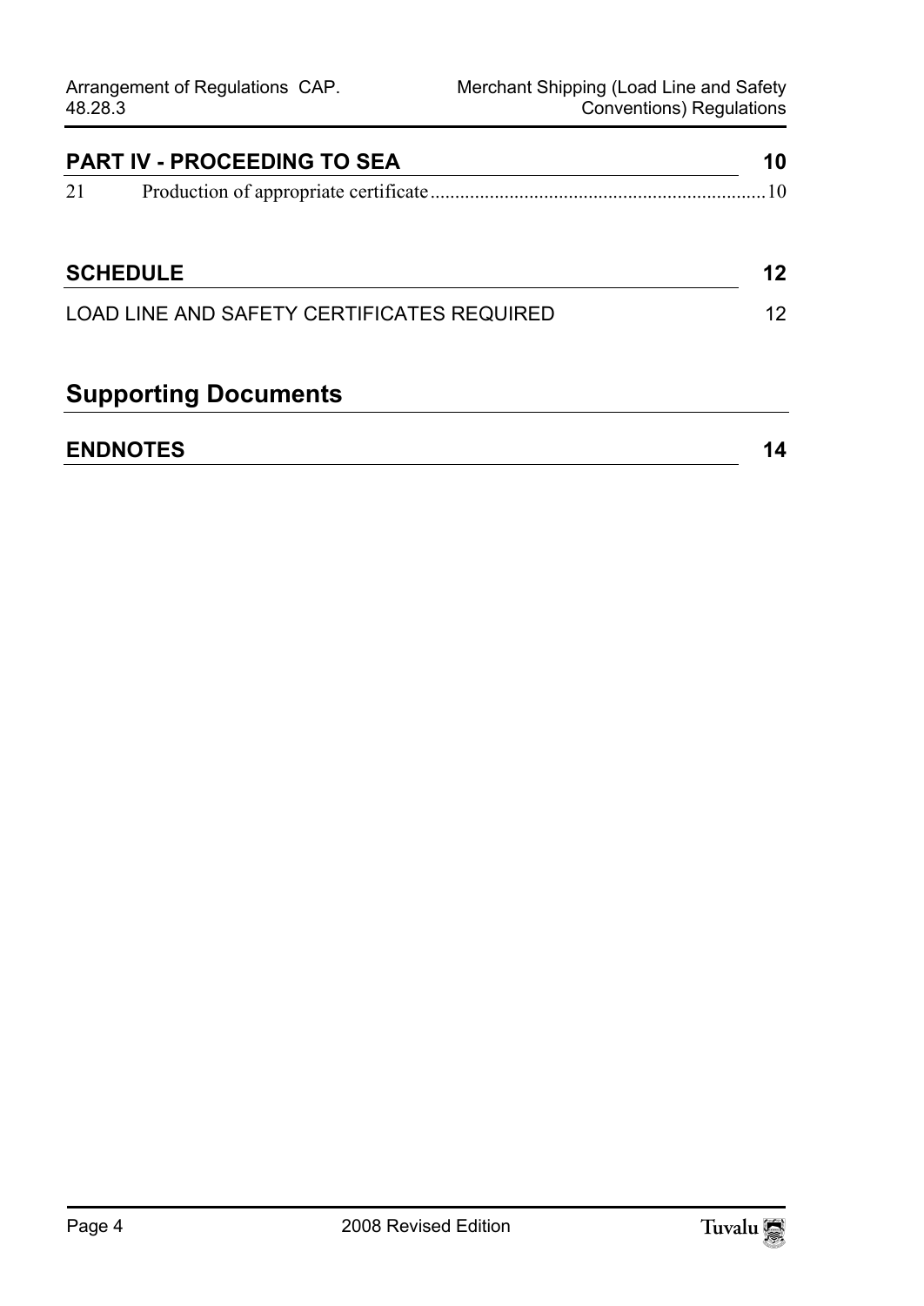## PART IV - PROCEEDING TO SEA 10

21 Production of appropriate certificate ....................................................................10

## SCHEDULE 12

LOAD LINE AND SAFETY CERTIFICATES REQUIRED 12

# Supporting Documents

## ENDNOTES 14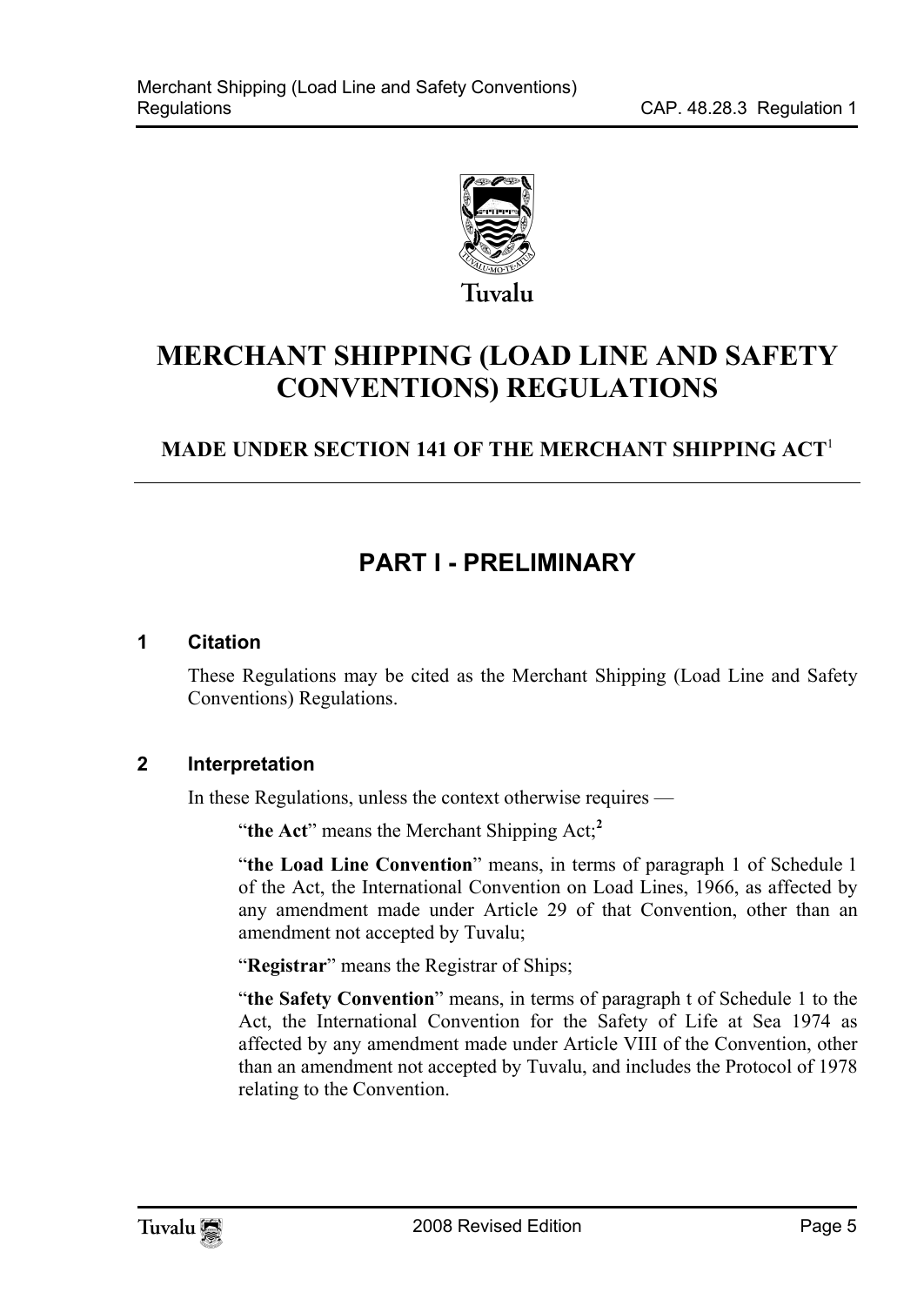Tuvalu

# MERCHANT SHIPPING (LOAD LINE AND SAFETY CONVENTIONS) REGULATIONS

### MADE UNDER SECTION 141 OF THE MERCHANT SHIPPING ACT[1]

## PART I - PRELIMINARY

### 1 Citation

These Regulations may be cited as the Merchant Shipping (Load Line and Safety Conventions) Regulations.

### 2 Interpretation

In these Regulations, unless the context otherwise requires —

"**the Act**" means the Merchant Shipping Act;[2]

"**the Load Line Convention**" means, in terms of paragraph 1 of Schedule 1 of the Act, the International Convention on Load Lines, 1966, as affected by any amendment made under Article 29 of that Convention, other than an amendment not accepted by Tuvalu;

"**Registrar**" means the Registrar of Ships;

"**the Safety Convention**" means, in terms of paragraph t of Schedule 1 to the Act, the International Convention for the Safety of Life at Sea 1974 as affected by any amendment made under Article VIII of the Convention, other than an amendment not accepted by Tuvalu, and includes the Protocol of 1978 relating to the Convention.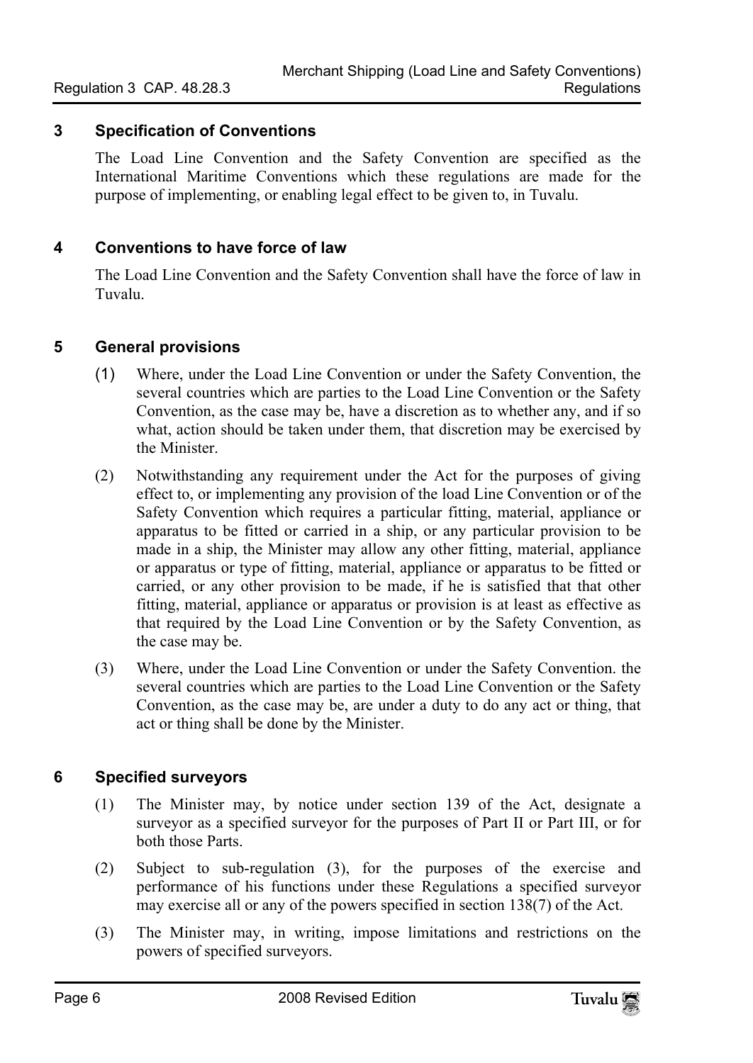### 3 Specification of Conventions

The Load Line Convention and the Safety Convention are specified as the International Maritime Conventions which these regulations are made for the purpose of implementing, or enabling legal effect to be given to, in Tuvalu.

### 4 Conventions to have force of law

The Load Line Convention and the Safety Convention shall have the force of law in Tuvalu.

### 5 General provisions

(1) Where, under the Load Line Convention or under the Safety Convention, the several countries which are parties to the Load Line Convention or the Safety Convention, as the case may be, have a discretion as to whether any, and if so what, action should be taken under them, that discretion may be exercised by the Minister.

(2) Notwithstanding any requirement under the Act for the purposes of giving effect to, or implementing any provision of the load Line Convention or of the Safety Convention which requires a particular fitting, material, appliance or apparatus to be fitted or carried in a ship, or any particular provision to be made in a ship, the Minister may allow any other fitting, material, appliance or apparatus or type of fitting, material, appliance or apparatus to be fitted or carried, or any other provision to be made, if he is satisfied that that other fitting, material, appliance or apparatus or provision is at least as effective as that required by the Load Line Convention or by the Safety Convention, as the case may be.

(3) Where, under the Load Line Convention or under the Safety Convention. the several countries which are parties to the Load Line Convention or the Safety Convention, as the case may be, are under a duty to do any act or thing, that act or thing shall be done by the Minister.

### 6 Specified surveyors

(1) The Minister may, by notice under section 139 of the Act, designate a surveyor as a specified surveyor for the purposes of Part II or Part III, or for both those Parts.

(2) Subject to sub-regulation (3), for the purposes of the exercise and performance of his functions under these Regulations a specified surveyor may exercise all or any of the powers specified in section 138(7) of the Act.

(3) The Minister may, in writing, impose limitations and restrictions on the powers of specified surveyors.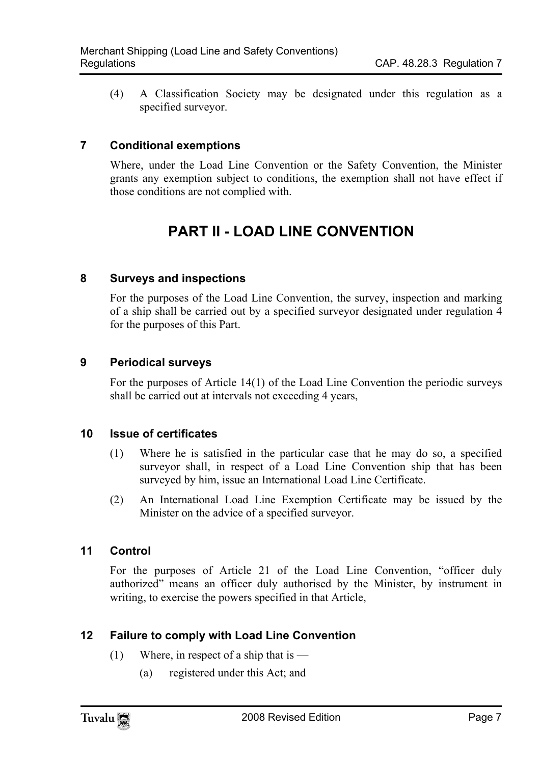(4) A Classification Society may be designated under this regulation as a specified surveyor.

### 7 Conditional exemptions

Where, under the Load Line Convention or the Safety Convention, the Minister grants any exemption subject to conditions, the exemption shall not have effect if those conditions are not complied with.

## PART II - LOAD LINE CONVENTION

### 8 Surveys and inspections

For the purposes of the Load Line Convention, the survey, inspection and marking of a ship shall be carried out by a specified surveyor designated under regulation 4 for the purposes of this Part.

### 9 Periodical surveys

For the purposes of Article 14(1) of the Load Line Convention the periodic surveys shall be carried out at intervals not exceeding 4 years,

### 10 Issue of certificates

(1) Where he is satisfied in the particular case that he may do so, a specified surveyor shall, in respect of a Load Line Convention ship that has been surveyed by him, issue an International Load Line Certificate.

(2) An International Load Line Exemption Certificate may be issued by the Minister on the advice of a specified surveyor.

### 11 Control

For the purposes of Article 21 of the Load Line Convention, "officer duly authorized" means an officer duly authorised by the Minister, by instrument in writing, to exercise the powers specified in that Article,

### 12 Failure to comply with Load Line Convention

(1) Where, in respect of a ship that is —

(a) registered under this Act; and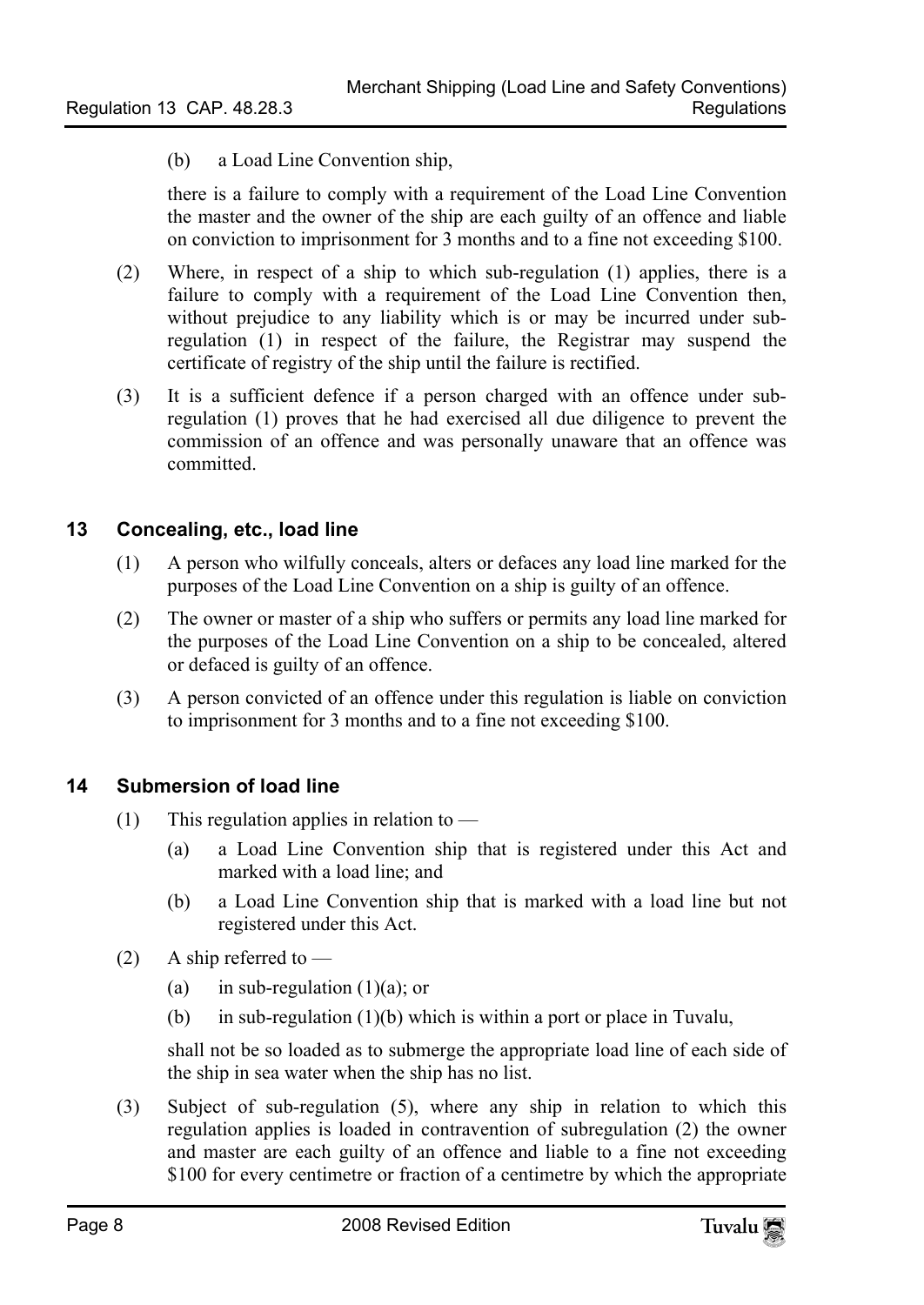(b) a Load Line Convention ship,

there is a failure to comply with a requirement of the Load Line Convention the master and the owner of the ship are each guilty of an offence and liable on conviction to imprisonment for 3 months and to a fine not exceeding $100.

(2) Where, in respect of a ship to which sub-regulation (1) applies, there is a failure to comply with a requirement of the Load Line Convention then, without prejudice to any liability which is or may be incurred under sub-regulation (1) in respect of the failure, the Registrar may suspend the certificate of registry of the ship until the failure is rectified.

(3) It is a sufficient defence if a person charged with an offence under sub-regulation (1) proves that he had exercised all due diligence to prevent the commission of an offence and was personally unaware that an offence was committed.

## 13 Concealing, etc., load line

(1) A person who wilfully conceals, alters or defaces any load line marked for the purposes of the Load Line Convention on a ship is guilty of an offence.

(2) The owner or master of a ship who suffers or permits any load line marked for the purposes of the Load Line Convention on a ship to be concealed, altered or defaced is guilty of an offence.

(3) A person convicted of an offence under this regulation is liable on conviction to imprisonment for 3 months and to a fine not exceeding $100.

## 14 Submersion of load line

(1) This regulation applies in relation to —

(a) a Load Line Convention ship that is registered under this Act and marked with a load line; and

(b) a Load Line Convention ship that is marked with a load line but not registered under this Act.

(2) A ship referred to —

(a) in sub-regulation (1)(a); or

(b) in sub-regulation (1)(b) which is within a port or place in Tuvalu,

shall not be so loaded as to submerge the appropriate load line of each side of the ship in sea water when the ship has no list.

(3) Subject of sub-regulation (5), where any ship in relation to which this regulation applies is loaded in contravention of subregulation (2) the owner and master are each guilty of an offence and liable to a fine not exceeding $100 for every centimetre or fraction of a centimetre by which the appropriate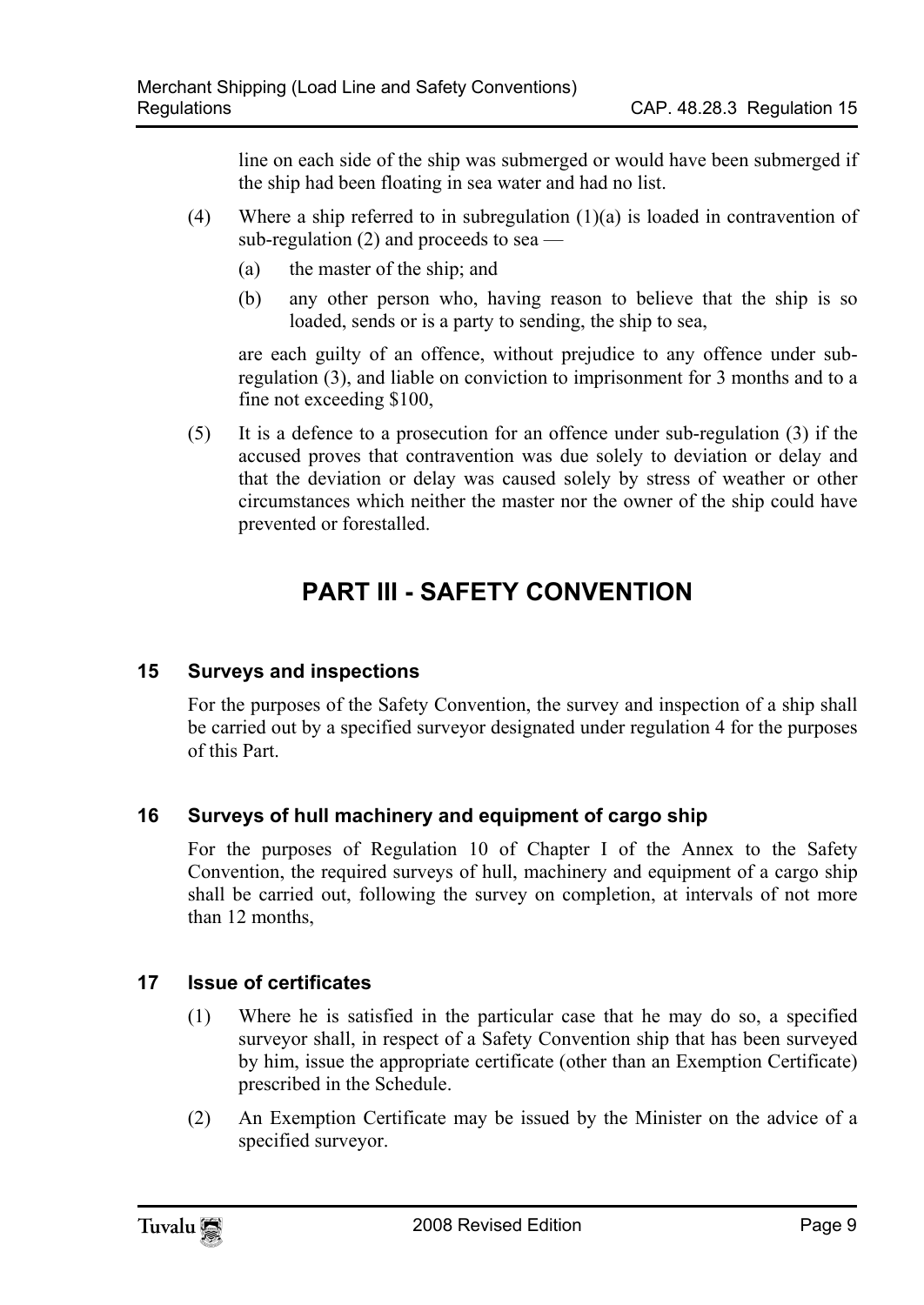line on each side of the ship was submerged or would have been submerged if the ship had been floating in sea water and had no list.

(4) Where a ship referred to in subregulation (1)(a) is loaded in contravention of sub-regulation (2) and proceeds to sea —

(a) the master of the ship; and

(b) any other person who, having reason to believe that the ship is so loaded, sends or is a party to sending, the ship to sea,

are each guilty of an offence, without prejudice to any offence under sub-regulation (3), and liable on conviction to imprisonment for 3 months and to a fine not exceeding $100,

(5) It is a defence to a prosecution for an offence under sub-regulation (3) if the accused proves that contravention was due solely to deviation or delay and that the deviation or delay was caused solely by stress of weather or other circumstances which neither the master nor the owner of the ship could have prevented or forestalled.

# PART III - SAFETY CONVENTION

## 15 Surveys and inspections

For the purposes of the Safety Convention, the survey and inspection of a ship shall be carried out by a specified surveyor designated under regulation 4 for the purposes of this Part.

## 16 Surveys of hull machinery and equipment of cargo ship

For the purposes of Regulation 10 of Chapter I of the Annex to the Safety Convention, the required surveys of hull, machinery and equipment of a cargo ship shall be carried out, following the survey on completion, at intervals of not more than 12 months,

## 17 Issue of certificates

(1) Where he is satisfied in the particular case that he may do so, a specified surveyor shall, in respect of a Safety Convention ship that has been surveyed by him, issue the appropriate certificate (other than an Exemption Certificate) prescribed in the Schedule.

(2) An Exemption Certificate may be issued by the Minister on the advice of a specified surveyor.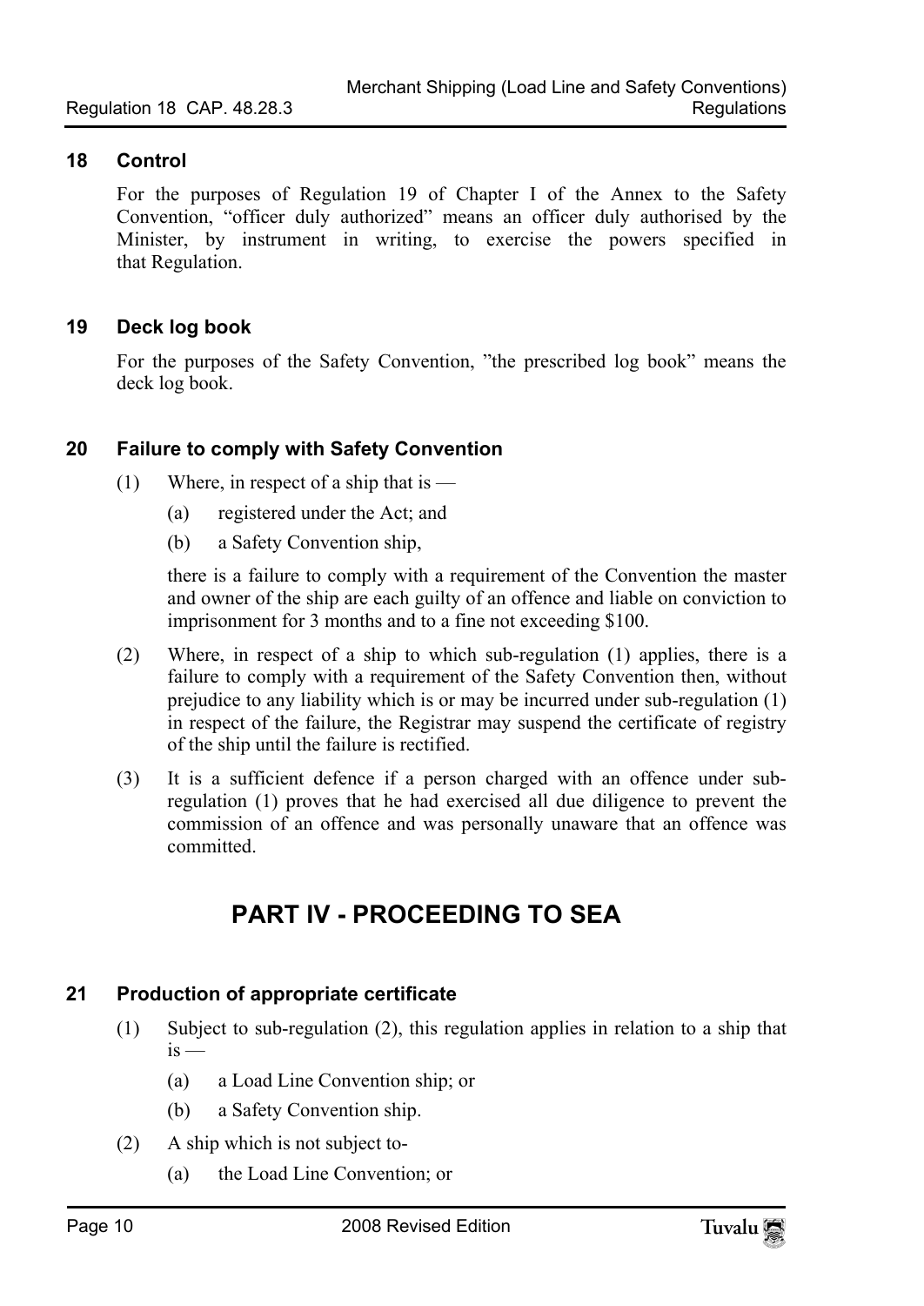## 18 Control

For the purposes of Regulation 19 of Chapter I of the Annex to the Safety Convention, "officer duly authorized" means an officer duly authorised by the Minister, by instrument in writing, to exercise the powers specified in that Regulation.

## 19 Deck log book

For the purposes of the Safety Convention, "the prescribed log book" means the deck log book.

## 20 Failure to comply with Safety Convention

(1) Where, in respect of a ship that is —

(a) registered under the Act; and

(b) a Safety Convention ship,

there is a failure to comply with a requirement of the Convention the master and owner of the ship are each guilty of an offence and liable on conviction to imprisonment for 3 months and to a fine not exceeding $100.

(2) Where, in respect of a ship to which sub-regulation (1) applies, there is a failure to comply with a requirement of the Safety Convention then, without prejudice to any liability which is or may be incurred under sub-regulation (1) in respect of the failure, the Registrar may suspend the certificate of registry of the ship until the failure is rectified.

(3) It is a sufficient defence if a person charged with an offence under sub-regulation (1) proves that he had exercised all due diligence to prevent the commission of an offence and was personally unaware that an offence was committed.

# PART IV - PROCEEDING TO SEA

## 21 Production of appropriate certificate

(1) Subject to sub-regulation (2), this regulation applies in relation to a ship that is —

(a) a Load Line Convention ship; or

(b) a Safety Convention ship.

(2) A ship which is not subject to-

(a) the Load Line Convention; or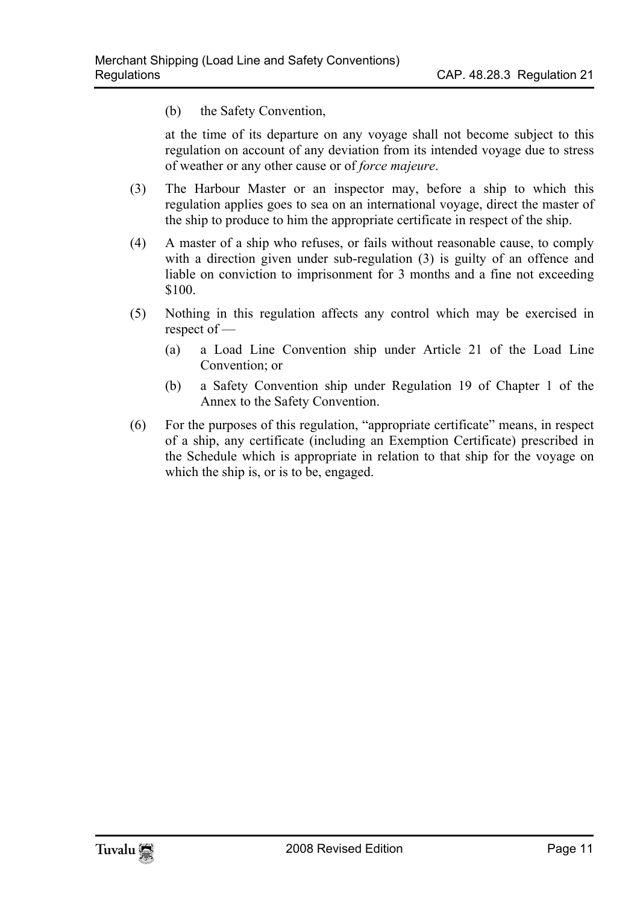(b) the Safety Convention,

at the time of its departure on any voyage shall not become subject to this regulation on account of any deviation from its intended voyage due to stress of weather or any other cause or of *force majeure*.

(3) The Harbour Master or an inspector may, before a ship to which this regulation applies goes to sea on an international voyage, direct the master of the ship to produce to him the appropriate certificate in respect of the ship.

(4) A master of a ship who refuses, or fails without reasonable cause, to comply with a direction given under sub-regulation (3) is guilty of an offence and liable on conviction to imprisonment for 3 months and a fine not exceeding $100.

(5) Nothing in this regulation affects any control which may be exercised in respect of —

- (a) a Load Line Convention ship under Article 21 of the Load Line Convention; or
- (b) a Safety Convention ship under Regulation 19 of Chapter 1 of the Annex to the Safety Convention.

(6) For the purposes of this regulation, "appropriate certificate" means, in respect of a ship, any certificate (including an Exemption Certificate) prescribed in the Schedule which is appropriate in relation to that ship for the voyage on which the ship is, or is to be, engaged.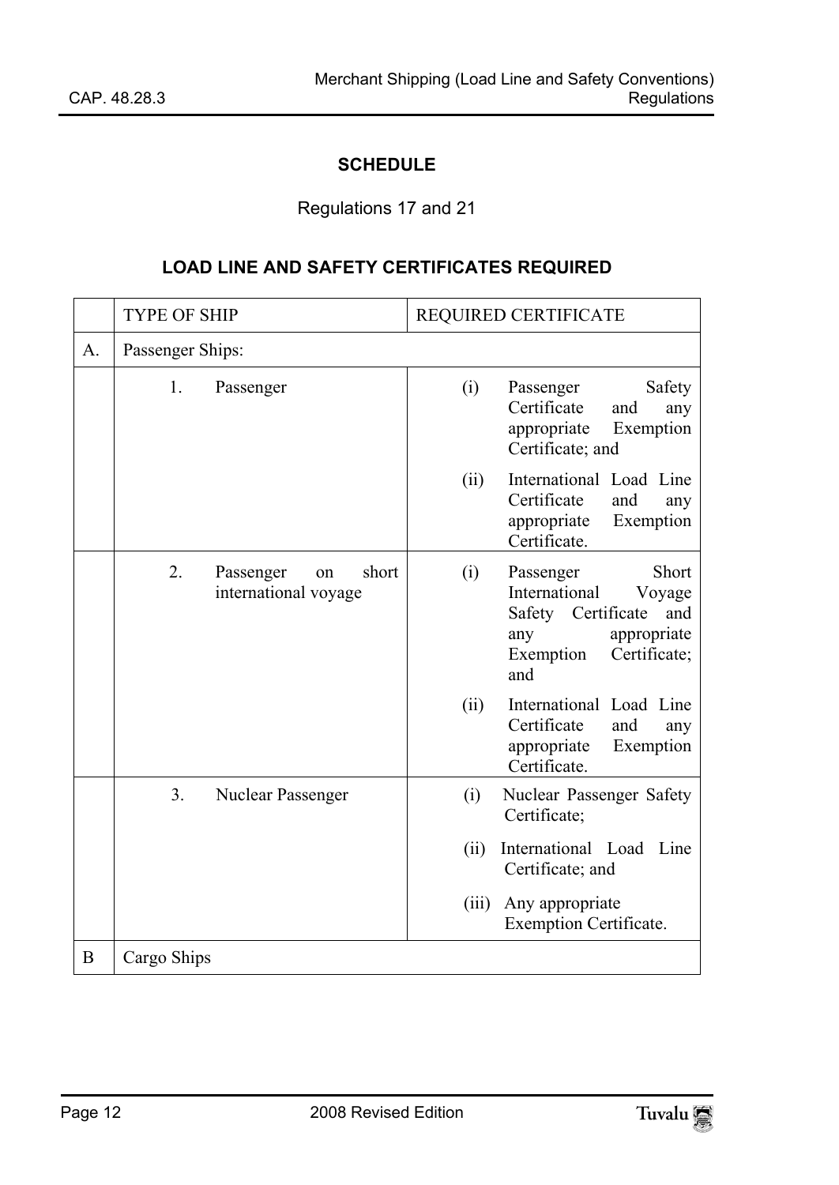## SCHEDULE

Regulations 17 and 21

### LOAD LINE AND SAFETY CERTIFICATES REQUIRED

| | TYPE OF SHIP | REQUIRED CERTIFICATE |
|---|---|---|
| A. | Passenger Ships: | |
| | 1. Passenger | (i) Passenger Safety Certificate and any appropriate Exemption Certificate; and<br>(ii) International Load Line Certificate and any appropriate Exemption Certificate. |
| | 2. Passenger on short international voyage | (i) Passenger Short International Voyage Safety Certificate and any appropriate Exemption Certificate; and<br>(ii) International Load Line Certificate and any appropriate Exemption Certificate. |
| | 3. Nuclear Passenger | (i) Nuclear Passenger Safety Certificate;<br>(ii) International Load Line Certificate; and<br>(iii) Any appropriate Exemption Certificate. |
| B | Cargo Ships | |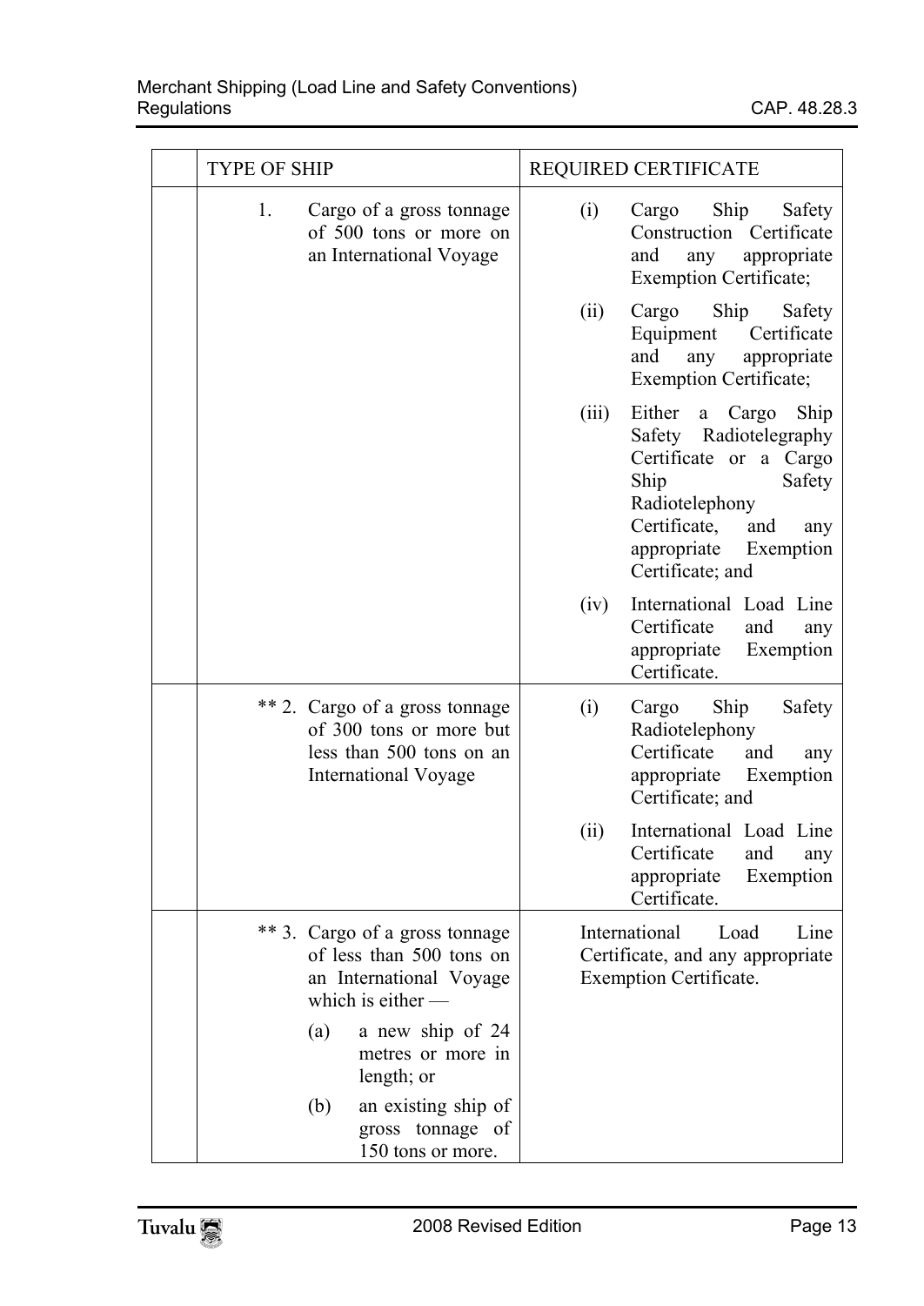| | TYPE OF SHIP | REQUIRED CERTIFICATE |
|---|---|---|
| | 1. Cargo of a gross tonnage of 500 tons or more on an International Voyage | (i) Cargo Ship Safety Construction Certificate and any appropriate Exemption Certificate;<br>(ii) Cargo Ship Safety Equipment Certificate and any appropriate Exemption Certificate;<br>(iii) Either a Cargo Ship Safety Radiotelegraphy Certificate or a Cargo Ship Safety Radiotelephony Certificate, and any appropriate Exemption Certificate; and<br>(iv) International Load Line Certificate and any appropriate Exemption Certificate. |
| | ** 2. Cargo of a gross tonnage of 300 tons or more but less than 500 tons on an International Voyage | (i) Cargo Ship Safety Radiotelephony Certificate and any appropriate Exemption Certificate; and<br>(ii) International Load Line Certificate and any appropriate Exemption Certificate. |
| | ** 3. Cargo of a gross tonnage of less than 500 tons on an International Voyage which is either —<br>(a) a new ship of 24 metres or more in length; or<br>(b) an existing ship of gross tonnage of 150 tons or more. | International Load Line Certificate, and any appropriate Exemption Certificate. |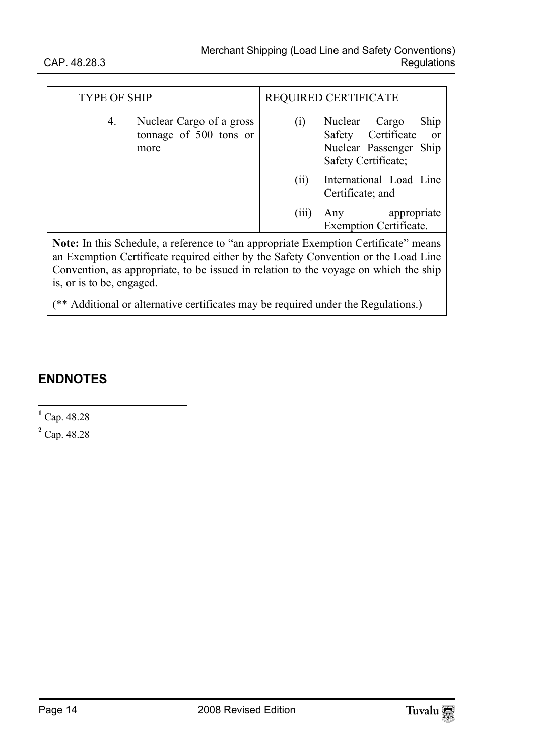| | TYPE OF SHIP | REQUIRED CERTIFICATE |
|---|---|---|
| | 4. Nuclear Cargo of a gross tonnage of 500 tons or more | (i) Nuclear Cargo Ship Safety Certificate or Nuclear Passenger Ship Safety Certificate; |
| | | (ii) International Load Line Certificate; and |
| | | (iii) Any appropriate Exemption Certificate. |

**Note:** In this Schedule, a reference to "an appropriate Exemption Certificate" means an Exemption Certificate required either by the Safety Convention or the Load Line Convention, as appropriate, to be issued in relation to the voyage on which the ship is, or is to be, engaged.

(** Additional or alternative certificates may be required under the Regulations.)

## ENDNOTES

[1] Cap. 48.28

[2] Cap. 48.28